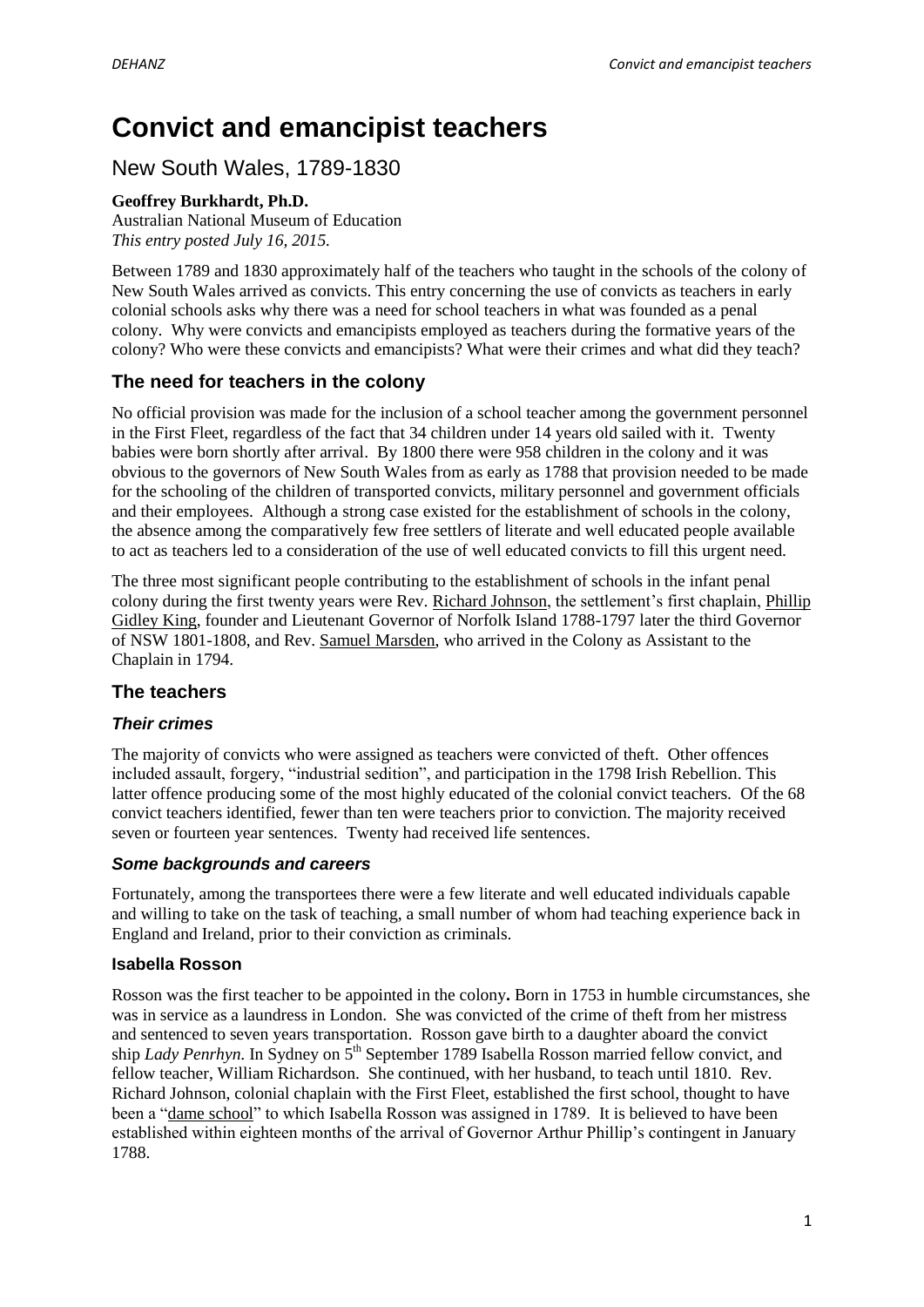# Convict and emancipist teachers

New South Wales, 1789-1830

**Geoffrey Burkhardt, Ph.D.**
Australian National Museum of Education
*This entry posted July 16, 2015.*

Between 1789 and 1830 approximately half of the teachers who taught in the schools of the colony of New South Wales arrived as convicts. This entry concerning the use of convicts as teachers in early colonial schools asks why there was a need for school teachers in what was founded as a penal colony. Why were convicts and emancipists employed as teachers during the formative years of the colony? Who were these convicts and emancipists? What were their crimes and what did they teach?

## The need for teachers in the colony

No official provision was made for the inclusion of a school teacher among the government personnel in the First Fleet, regardless of the fact that 34 children under 14 years old sailed with it. Twenty babies were born shortly after arrival. By 1800 there were 958 children in the colony and it was obvious to the governors of New South Wales from as early as 1788 that provision needed to be made for the schooling of the children of transported convicts, military personnel and government officials and their employees. Although a strong case existed for the establishment of schools in the colony, the absence among the comparatively few free settlers of literate and well educated people available to act as teachers led to a consideration of the use of well educated convicts to fill this urgent need.

The three most significant people contributing to the establishment of schools in the infant penal colony during the first twenty years were Rev. Richard Johnson, the settlement's first chaplain, Phillip Gidley King, founder and Lieutenant Governor of Norfolk Island 1788-1797 later the third Governor of NSW 1801-1808, and Rev. Samuel Marsden, who arrived in the Colony as Assistant to the Chaplain in 1794.

## The teachers

### *Their crimes*

The majority of convicts who were assigned as teachers were convicted of theft. Other offences included assault, forgery, "industrial sedition", and participation in the 1798 Irish Rebellion. This latter offence producing some of the most highly educated of the colonial convict teachers. Of the 68 convict teachers identified, fewer than ten were teachers prior to conviction. The majority received seven or fourteen year sentences. Twenty had received life sentences.

### *Some backgrounds and careers*

Fortunately, among the transportees there were a few literate and well educated individuals capable and willing to take on the task of teaching, a small number of whom had teaching experience back in England and Ireland, prior to their conviction as criminals.

#### Isabella Rosson

Rosson was the first teacher to be appointed in the colony**.** Born in 1753 in humble circumstances, she was in service as a laundress in London. She was convicted of the crime of theft from her mistress and sentenced to seven years transportation. Rosson gave birth to a daughter aboard the convict ship *Lady Penrhyn.* In Sydney on 5th September 1789 Isabella Rosson married fellow convict, and fellow teacher, William Richardson. She continued, with her husband, to teach until 1810. Rev. Richard Johnson, colonial chaplain with the First Fleet, established the first school, thought to have been a "dame school" to which Isabella Rosson was assigned in 1789. It is believed to have been established within eighteen months of the arrival of Governor Arthur Phillip's contingent in January 1788.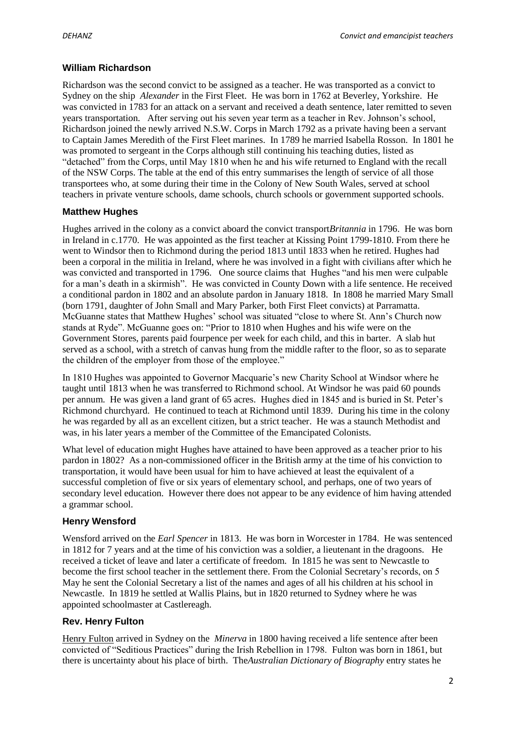### William Richardson

Richardson was the second convict to be assigned as a teacher. He was transported as a convict to Sydney on the ship *Alexander* in the First Fleet. He was born in 1762 at Beverley, Yorkshire. He was convicted in 1783 for an attack on a servant and received a death sentence, later remitted to seven years transportation. After serving out his seven year term as a teacher in Rev. Johnson's school, Richardson joined the newly arrived N.S.W. Corps in March 1792 as a private having been a servant to Captain James Meredith of the First Fleet marines. In 1789 he married Isabella Rosson. In 1801 he was promoted to sergeant in the Corps although still continuing his teaching duties, listed as "detached" from the Corps, until May 1810 when he and his wife returned to England with the recall of the NSW Corps. The table at the end of this entry summarises the length of service of all those transportees who, at some during their time in the Colony of New South Wales, served at school teachers in private venture schools, dame schools, church schools or government supported schools.

### Matthew Hughes

Hughes arrived in the colony as a convict aboard the convict transport*Britannia* in 1796. He was born in Ireland in c.1770. He was appointed as the first teacher at Kissing Point 1799-1810. From there he went to Windsor then to Richmond during the period 1813 until 1833 when he retired. Hughes had been a corporal in the militia in Ireland, where he was involved in a fight with civilians after which he was convicted and transported in 1796. One source claims that Hughes "and his men were culpable for a man's death in a skirmish". He was convicted in County Down with a life sentence. He received a conditional pardon in 1802 and an absolute pardon in January 1818. In 1808 he married Mary Small (born 1791, daughter of John Small and Mary Parker, both First Fleet convicts) at Parramatta. McGuanne states that Matthew Hughes' school was situated "close to where St. Ann's Church now stands at Ryde". McGuanne goes on: "Prior to 1810 when Hughes and his wife were on the Government Stores, parents paid fourpence per week for each child, and this in barter. A slab hut served as a school, with a stretch of canvas hung from the middle rafter to the floor, so as to separate the children of the employer from those of the employee."

In 1810 Hughes was appointed to Governor Macquarie's new Charity School at Windsor where he taught until 1813 when he was transferred to Richmond school. At Windsor he was paid 60 pounds per annum. He was given a land grant of 65 acres. Hughes died in 1845 and is buried in St. Peter's Richmond churchyard. He continued to teach at Richmond until 1839. During his time in the colony he was regarded by all as an excellent citizen, but a strict teacher. He was a staunch Methodist and was, in his later years a member of the Committee of the Emancipated Colonists.

What level of education might Hughes have attained to have been approved as a teacher prior to his pardon in 1802? As a non-commissioned officer in the British army at the time of his conviction to transportation, it would have been usual for him to have achieved at least the equivalent of a successful completion of five or six years of elementary school, and perhaps, one of two years of secondary level education. However there does not appear to be any evidence of him having attended a grammar school.

### Henry Wensford

Wensford arrived on the *Earl Spencer* in 1813. He was born in Worcester in 1784. He was sentenced in 1812 for 7 years and at the time of his conviction was a soldier, a lieutenant in the dragoons. He received a ticket of leave and later a certificate of freedom. In 1815 he was sent to Newcastle to become the first school teacher in the settlement there. From the Colonial Secretary's records, on 5 May he sent the Colonial Secretary a list of the names and ages of all his children at his school in Newcastle. In 1819 he settled at Wallis Plains, but in 1820 returned to Sydney where he was appointed schoolmaster at Castlereagh.

### Rev. Henry Fulton

Henry Fulton arrived in Sydney on the *Minerva* in 1800 having received a life sentence after been convicted of "Seditious Practices" during the Irish Rebellion in 1798. Fulton was born in 1861, but there is uncertainty about his place of birth. The*Australian Dictionary of Biography* entry states he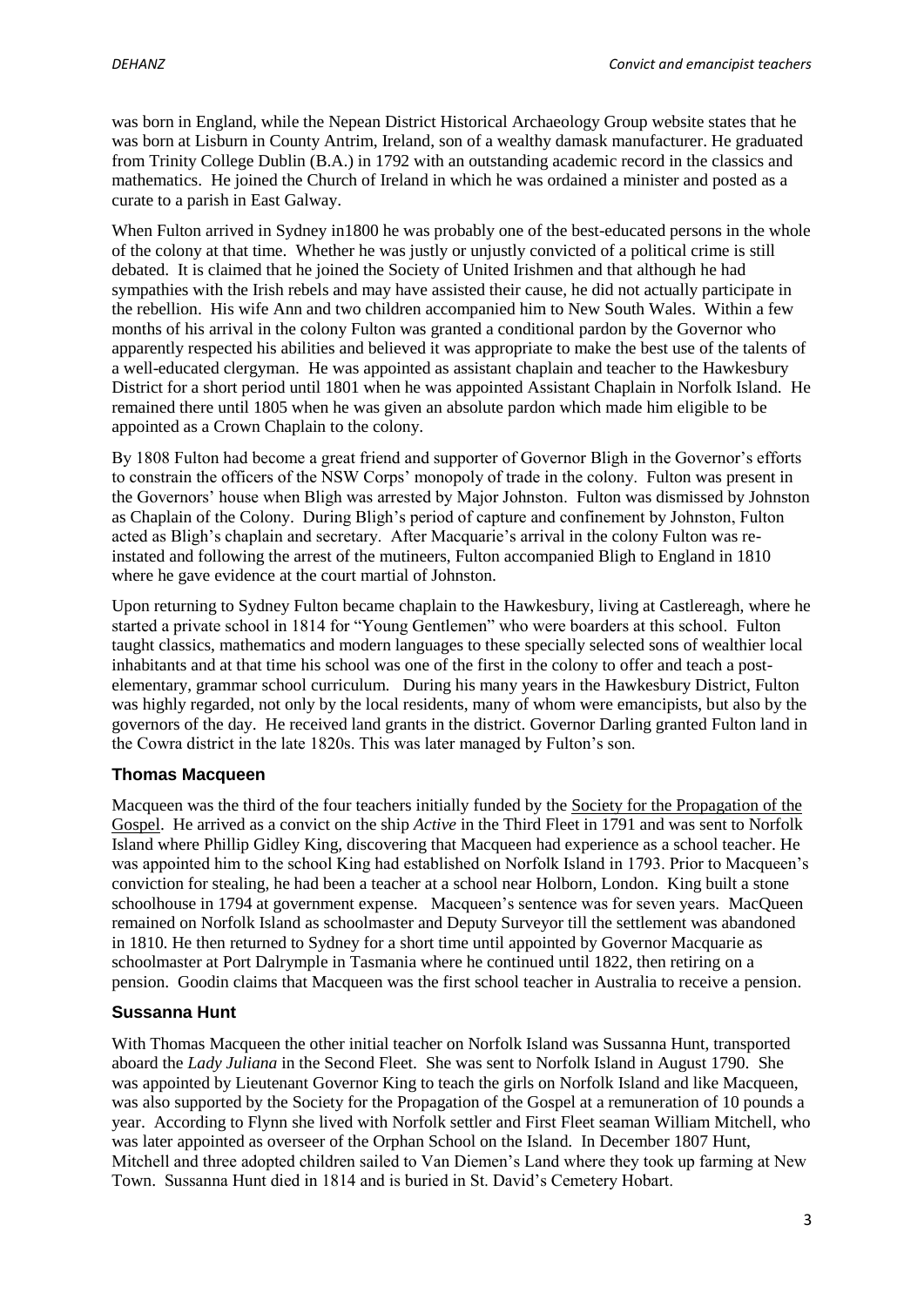was born in England, while the Nepean District Historical Archaeology Group website states that he was born at Lisburn in County Antrim, Ireland, son of a wealthy damask manufacturer. He graduated from Trinity College Dublin (B.A.) in 1792 with an outstanding academic record in the classics and mathematics. He joined the Church of Ireland in which he was ordained a minister and posted as a curate to a parish in East Galway.

When Fulton arrived in Sydney in1800 he was probably one of the best-educated persons in the whole of the colony at that time. Whether he was justly or unjustly convicted of a political crime is still debated. It is claimed that he joined the Society of United Irishmen and that although he had sympathies with the Irish rebels and may have assisted their cause, he did not actually participate in the rebellion. His wife Ann and two children accompanied him to New South Wales. Within a few months of his arrival in the colony Fulton was granted a conditional pardon by the Governor who apparently respected his abilities and believed it was appropriate to make the best use of the talents of a well-educated clergyman. He was appointed as assistant chaplain and teacher to the Hawkesbury District for a short period until 1801 when he was appointed Assistant Chaplain in Norfolk Island. He remained there until 1805 when he was given an absolute pardon which made him eligible to be appointed as a Crown Chaplain to the colony.

By 1808 Fulton had become a great friend and supporter of Governor Bligh in the Governor's efforts to constrain the officers of the NSW Corps' monopoly of trade in the colony. Fulton was present in the Governors' house when Bligh was arrested by Major Johnston. Fulton was dismissed by Johnston as Chaplain of the Colony. During Bligh's period of capture and confinement by Johnston, Fulton acted as Bligh's chaplain and secretary. After Macquarie's arrival in the colony Fulton was re-instated and following the arrest of the mutineers, Fulton accompanied Bligh to England in 1810 where he gave evidence at the court martial of Johnston.

Upon returning to Sydney Fulton became chaplain to the Hawkesbury, living at Castlereagh, where he started a private school in 1814 for "Young Gentlemen" who were boarders at this school. Fulton taught classics, mathematics and modern languages to these specially selected sons of wealthier local inhabitants and at that time his school was one of the first in the colony to offer and teach a post-elementary, grammar school curriculum. During his many years in the Hawkesbury District, Fulton was highly regarded, not only by the local residents, many of whom were emancipists, but also by the governors of the day. He received land grants in the district. Governor Darling granted Fulton land in the Cowra district in the late 1820s. This was later managed by Fulton's son.

### Thomas Macqueen

Macqueen was the third of the four teachers initially funded by the Society for the Propagation of the Gospel. He arrived as a convict on the ship *Active* in the Third Fleet in 1791 and was sent to Norfolk Island where Phillip Gidley King, discovering that Macqueen had experience as a school teacher. He was appointed him to the school King had established on Norfolk Island in 1793. Prior to Macqueen's conviction for stealing, he had been a teacher at a school near Holborn, London. King built a stone schoolhouse in 1794 at government expense. Macqueen's sentence was for seven years. MacQueen remained on Norfolk Island as schoolmaster and Deputy Surveyor till the settlement was abandoned in 1810. He then returned to Sydney for a short time until appointed by Governor Macquarie as schoolmaster at Port Dalrymple in Tasmania where he continued until 1822, then retiring on a pension. Goodin claims that Macqueen was the first school teacher in Australia to receive a pension.

### Sussanna Hunt

With Thomas Macqueen the other initial teacher on Norfolk Island was Sussanna Hunt, transported aboard the *Lady Juliana* in the Second Fleet. She was sent to Norfolk Island in August 1790. She was appointed by Lieutenant Governor King to teach the girls on Norfolk Island and like Macqueen, was also supported by the Society for the Propagation of the Gospel at a remuneration of 10 pounds a year. According to Flynn she lived with Norfolk settler and First Fleet seaman William Mitchell, who was later appointed as overseer of the Orphan School on the Island. In December 1807 Hunt, Mitchell and three adopted children sailed to Van Diemen's Land where they took up farming at New Town. Sussanna Hunt died in 1814 and is buried in St. David's Cemetery Hobart.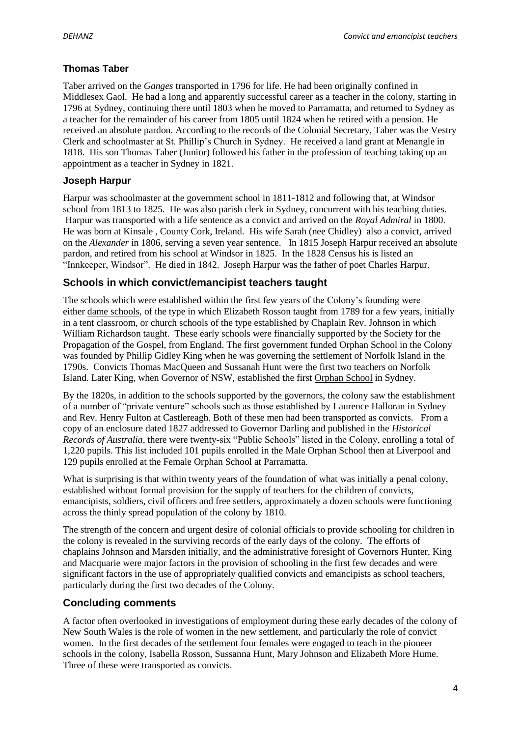### Thomas Taber

Taber arrived on the *Ganges* transported in 1796 for life. He had been originally confined in Middlesex Gaol. He had a long and apparently successful career as a teacher in the colony, starting in 1796 at Sydney, continuing there until 1803 when he moved to Parramatta, and returned to Sydney as a teacher for the remainder of his career from 1805 until 1824 when he retired with a pension. He received an absolute pardon. According to the records of the Colonial Secretary, Taber was the Vestry Clerk and schoolmaster at St. Phillip's Church in Sydney. He received a land grant at Menangle in 1818. His son Thomas Taber (Junior) followed his father in the profession of teaching taking up an appointment as a teacher in Sydney in 1821.

### Joseph Harpur

Harpur was schoolmaster at the government school in 1811-1812 and following that, at Windsor school from 1813 to 1825. He was also parish clerk in Sydney, concurrent with his teaching duties. Harpur was transported with a life sentence as a convict and arrived on the *Royal Admiral* in 1800. He was born at Kinsale , County Cork, Ireland. His wife Sarah (nee Chidley) also a convict, arrived on the *Alexander* in 1806, serving a seven year sentence. In 1815 Joseph Harpur received an absolute pardon, and retired from his school at Windsor in 1825. In the 1828 Census his is listed an "Innkeeper, Windsor". He died in 1842. Joseph Harpur was the father of poet Charles Harpur.

## Schools in which convict/emancipist teachers taught

The schools which were established within the first few years of the Colony's founding were either dame schools, of the type in which Elizabeth Rosson taught from 1789 for a few years, initially in a tent classroom, or church schools of the type established by Chaplain Rev. Johnson in which William Richardson taught. These early schools were financially supported by the Society for the Propagation of the Gospel, from England. The first government funded Orphan School in the Colony was founded by Phillip Gidley King when he was governing the settlement of Norfolk Island in the 1790s. Convicts Thomas MacQueen and Sussanah Hunt were the first two teachers on Norfolk Island. Later King, when Governor of NSW, established the first Orphan School in Sydney.

By the 1820s, in addition to the schools supported by the governors, the colony saw the establishment of a number of "private venture" schools such as those established by Laurence Halloran in Sydney and Rev. Henry Fulton at Castlereagh. Both of these men had been transported as convicts. From a copy of an enclosure dated 1827 addressed to Governor Darling and published in the *Historical Records of Australia,* there were twenty-six "Public Schools" listed in the Colony, enrolling a total of 1,220 pupils. This list included 101 pupils enrolled in the Male Orphan School then at Liverpool and 129 pupils enrolled at the Female Orphan School at Parramatta.

What is surprising is that within twenty years of the foundation of what was initially a penal colony, established without formal provision for the supply of teachers for the children of convicts, emancipists, soldiers, civil officers and free settlers, approximately a dozen schools were functioning across the thinly spread population of the colony by 1810.

The strength of the concern and urgent desire of colonial officials to provide schooling for children in the colony is revealed in the surviving records of the early days of the colony. The efforts of chaplains Johnson and Marsden initially, and the administrative foresight of Governors Hunter, King and Macquarie were major factors in the provision of schooling in the first few decades and were significant factors in the use of appropriately qualified convicts and emancipists as school teachers, particularly during the first two decades of the Colony.

## Concluding comments

A factor often overlooked in investigations of employment during these early decades of the colony of New South Wales is the role of women in the new settlement, and particularly the role of convict women. In the first decades of the settlement four females were engaged to teach in the pioneer schools in the colony, Isabella Rosson, Sussanna Hunt, Mary Johnson and Elizabeth More Hume. Three of these were transported as convicts.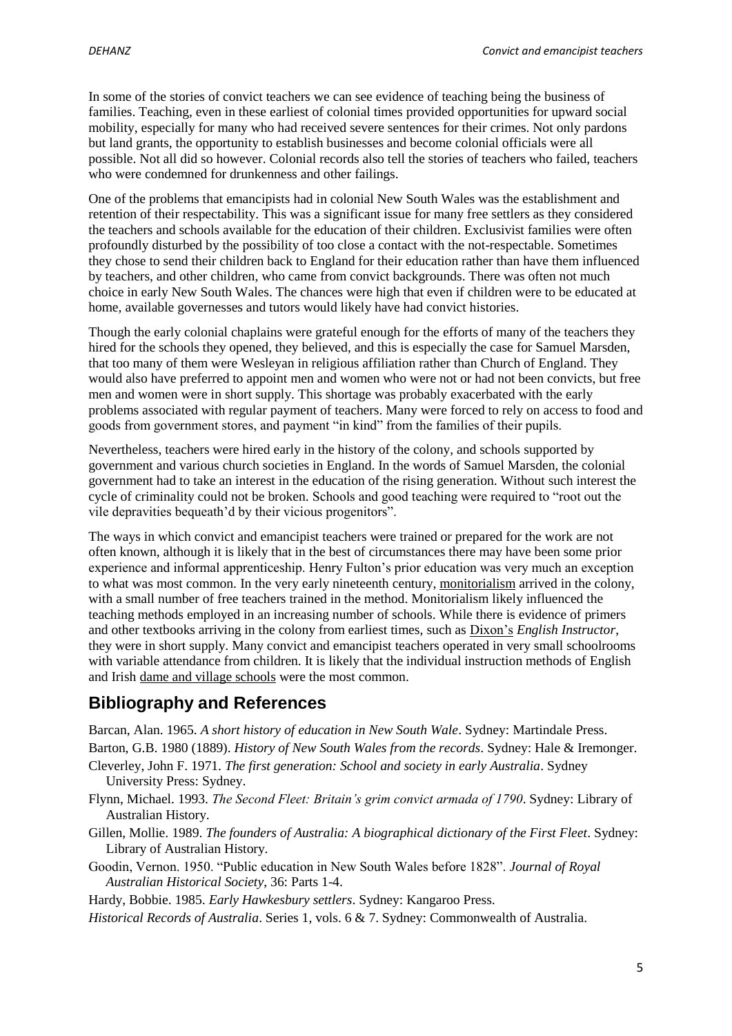In some of the stories of convict teachers we can see evidence of teaching being the business of families. Teaching, even in these earliest of colonial times provided opportunities for upward social mobility, especially for many who had received severe sentences for their crimes. Not only pardons but land grants, the opportunity to establish businesses and become colonial officials were all possible. Not all did so however. Colonial records also tell the stories of teachers who failed, teachers who were condemned for drunkenness and other failings.

One of the problems that emancipists had in colonial New South Wales was the establishment and retention of their respectability. This was a significant issue for many free settlers as they considered the teachers and schools available for the education of their children. Exclusivist families were often profoundly disturbed by the possibility of too close a contact with the not-respectable. Sometimes they chose to send their children back to England for their education rather than have them influenced by teachers, and other children, who came from convict backgrounds. There was often not much choice in early New South Wales. The chances were high that even if children were to be educated at home, available governesses and tutors would likely have had convict histories.

Though the early colonial chaplains were grateful enough for the efforts of many of the teachers they hired for the schools they opened, they believed, and this is especially the case for Samuel Marsden, that too many of them were Wesleyan in religious affiliation rather than Church of England. They would also have preferred to appoint men and women who were not or had not been convicts, but free men and women were in short supply. This shortage was probably exacerbated with the early problems associated with regular payment of teachers. Many were forced to rely on access to food and goods from government stores, and payment "in kind" from the families of their pupils.

Nevertheless, teachers were hired early in the history of the colony, and schools supported by government and various church societies in England. In the words of Samuel Marsden, the colonial government had to take an interest in the education of the rising generation. Without such interest the cycle of criminality could not be broken. Schools and good teaching were required to "root out the vile depravities bequeath'd by their vicious progenitors".

The ways in which convict and emancipist teachers were trained or prepared for the work are not often known, although it is likely that in the best of circumstances there may have been some prior experience and informal apprenticeship. Henry Fulton's prior education was very much an exception to what was most common. In the very early nineteenth century, monitorialism arrived in the colony, with a small number of free teachers trained in the method. Monitorialism likely influenced the teaching methods employed in an increasing number of schools. While there is evidence of primers and other textbooks arriving in the colony from earliest times, such as Dixon's *English Instructor*, they were in short supply. Many convict and emancipist teachers operated in very small schoolrooms with variable attendance from children. It is likely that the individual instruction methods of English and Irish dame and village schools were the most common.

## Bibliography and References

Barcan, Alan. 1965. *A short history of education in New South Wale*. Sydney: Martindale Press.

Barton, G.B. 1980 (1889). *History of New South Wales from the records*. Sydney: Hale & Iremonger.

Cleverley, John F. 1971. *The first generation: School and society in early Australia*. Sydney University Press: Sydney.

Flynn, Michael. 1993. *The Second Fleet: Britain's grim convict armada of 1790*. Sydney: Library of Australian History.

Gillen, Mollie. 1989. *The founders of Australia: A biographical dictionary of the First Fleet*. Sydney: Library of Australian History.

Goodin, Vernon. 1950. "Public education in New South Wales before 1828". *Journal of Royal Australian Historical Society*, 36: Parts 1-4.

Hardy, Bobbie. 1985. *Early Hawkesbury settlers*. Sydney: Kangaroo Press.

*Historical Records of Australia*. Series 1, vols. 6 & 7. Sydney: Commonwealth of Australia.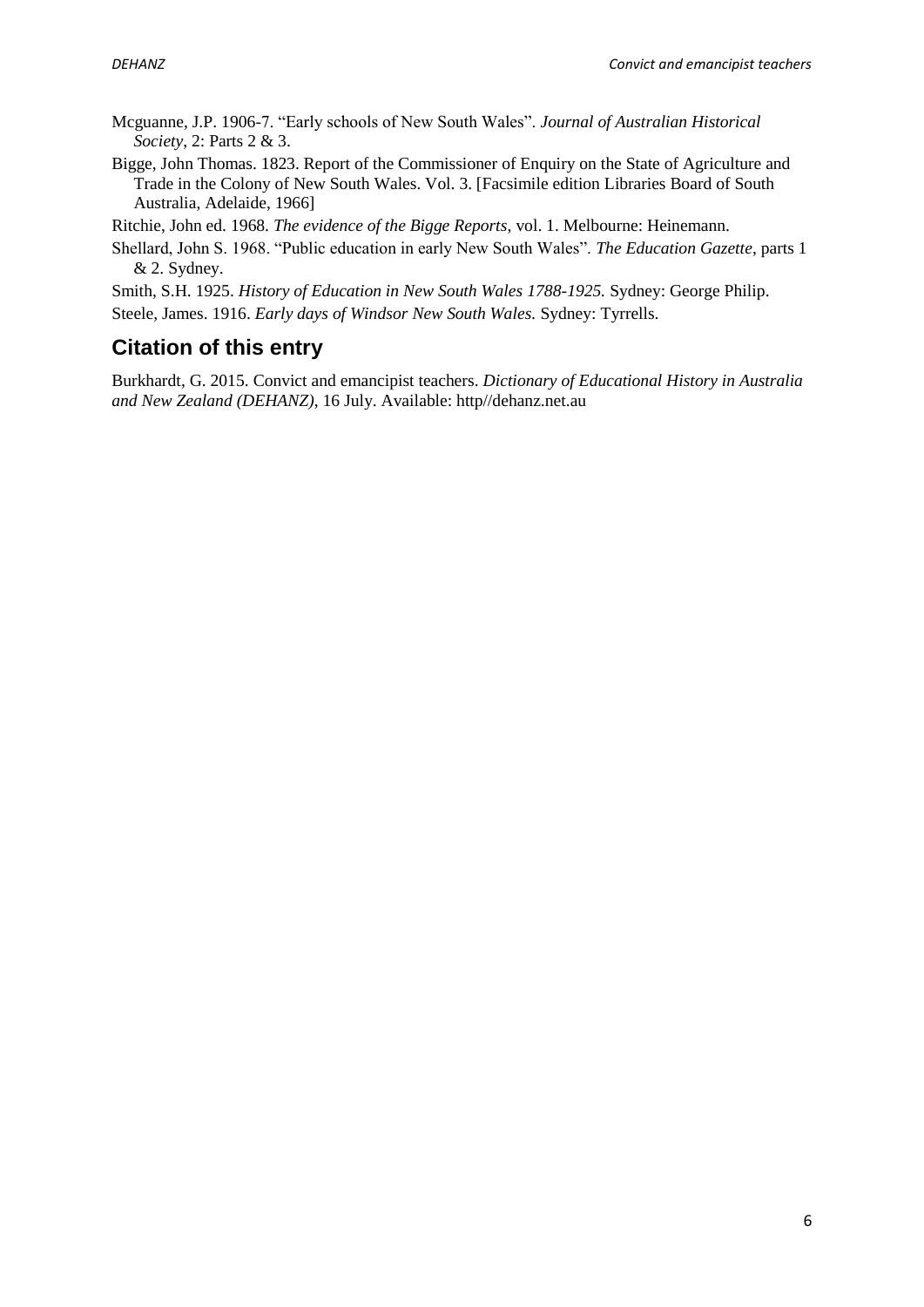Mcguanne, J.P. 1906-7. "Early schools of New South Wales". *Journal of Australian Historical Society*, 2: Parts 2 & 3.

Bigge, John Thomas. 1823. Report of the Commissioner of Enquiry on the State of Agriculture and Trade in the Colony of New South Wales. Vol. 3. [Facsimile edition Libraries Board of South Australia, Adelaide, 1966]

Ritchie, John ed. 1968. *The evidence of the Bigge Reports*, vol. 1. Melbourne: Heinemann.

Shellard, John S. 1968. "Public education in early New South Wales". *The Education Gazette*, parts 1 & 2. Sydney.

Smith, S.H. 1925. *History of Education in New South Wales 1788-1925.* Sydney: George Philip.

Steele, James. 1916. *Early days of Windsor New South Wales.* Sydney: Tyrrells.

## Citation of this entry

Burkhardt, G. 2015. Convict and emancipist teachers. *Dictionary of Educational History in Australia and New Zealand (DEHANZ)*, 16 July. Available: http//dehanz.net.au